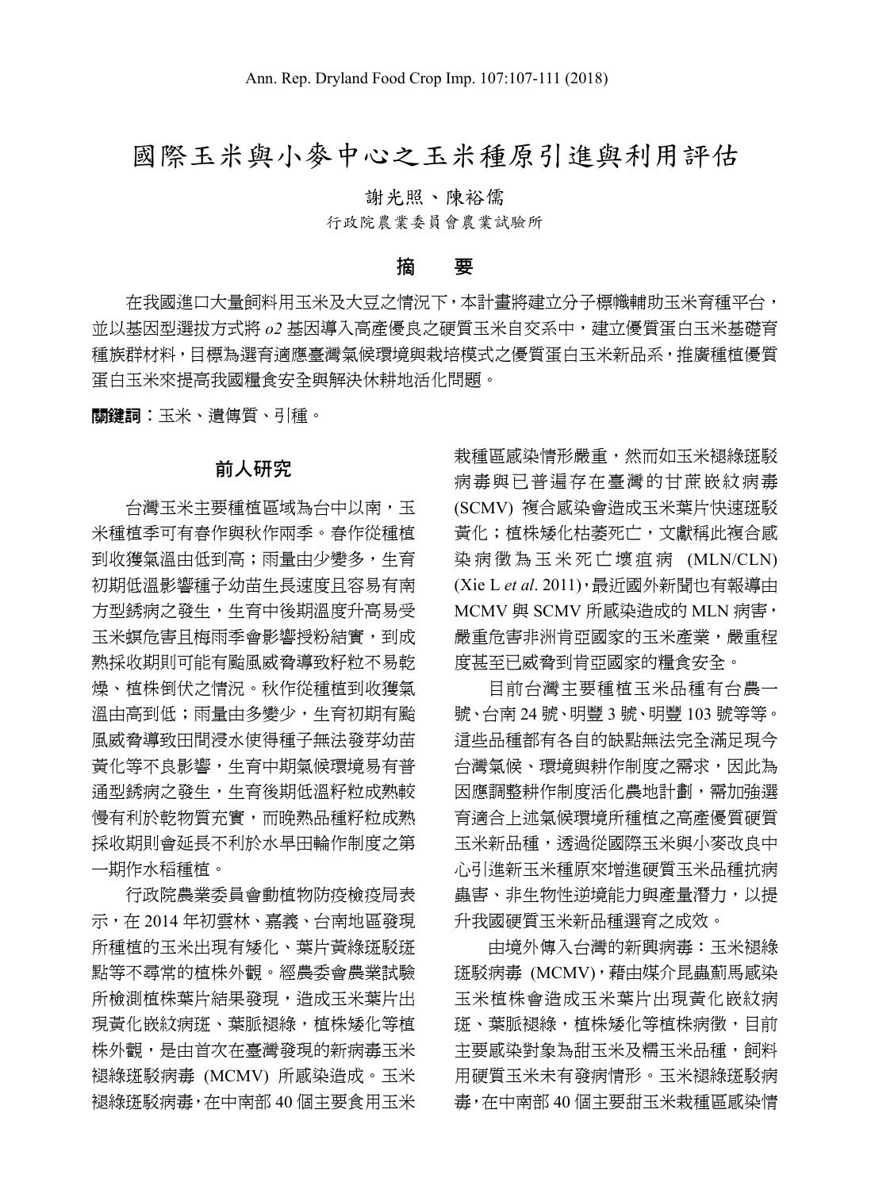# 國際玉米與小麥中心之玉米種原引進與利用評估

謝光照、陳裕儒

行政院農業委員會農業試驗所

## 摘　要

在我國進口大量飼料用玉米及大豆之情況下，本計畫將建立分子標幟輔助玉米育種平台，並以基因型選拔方式將 *o2* 基因導入高產優良之硬質玉米自交系中，建立優質蛋白玉米基礎育種族群材料，目標為選育適應臺灣氣候環境與栽培模式之優質蛋白玉米新品系，推廣種植優質蛋白玉米來提高我國糧食安全與解決休耕地活化問題。

**關鍵詞**：玉米、遺傳質、引種。

## 前人研究

台灣玉米主要種植區域為台中以南，玉米種植季可有春作與秋作兩季。春作從種植到收獲氣溫由低到高；雨量由少變多，生育初期低溫影響種子幼苗生長速度且容易有南方型銹病之發生，生育中後期溫度升高易受玉米螟危害且梅雨季會影響授粉結實，到成熟採收期則可能有颱風威脅導致籽粒不易乾燥、植株倒伏之情況。秋作從種植到收獲氣溫由高到低；雨量由多變少，生育初期有颱風威脅導致田間浸水使得種子無法發芽幼苗黃化等不良影響，生育中期氣候環境易有普通型銹病之發生，生育後期低溫籽粒成熟較慢有利於乾物質充實，而晚熟品種籽粒成熟採收期則會延長不利於水旱田輪作制度之第一期作水稻種植。

行政院農業委員會動植物防疫檢疫局表示，在 2014 年初雲林、嘉義、台南地區發現所種植的玉米出現有矮化、葉片黃綠斑駁斑點等不尋常的植株外觀。經農委會農業試驗所檢測植株葉片結果發現，造成玉米葉片出現黃化嵌紋病斑、葉脈褪綠，植株矮化等植株外觀，是由首次在臺灣發現的新病毒玉米褪綠斑駁病毒 (MCMV) 所感染造成。玉米褪綠斑駁病毒，在中南部 40 個主要食用玉米栽種區感染情形嚴重，然而如玉米褪綠斑駁病毒與已普遍存在臺灣的甘蔗嵌紋病毒 (SCMV) 複合感染會造成玉米葉片快速斑駁黃化；植株矮化枯萎死亡，文獻稱此複合感染病徵為玉米死亡壞疽病 (MLN/CLN) (Xie L *et al*. 2011)，最近國外新聞也有報導由 MCMV 與 SCMV 所感染造成的 MLN 病害，嚴重危害非洲肯亞國家的玉米產業，嚴重程度甚至已威脅到肯亞國家的糧食安全。

目前台灣主要種植玉米品種有台農一號、台南 24 號、明豐 3 號、明豐 103 號等等。這些品種都有各自的缺點無法完全滿足現今台灣氣候、環境與耕作制度之需求，因此為因應調整耕作制度活化農地計劃，需加強選育適合上述氣候環境所種植之高產優質硬質玉米新品種，透過從國際玉米與小麥改良中心引進新玉米種原來增進硬質玉米品種抗病蟲害、非生物性逆境能力與產量潛力，以提升我國硬質玉米新品種選育之成效。

由境外傳入台灣的新興病毒：玉米褪綠斑駁病毒 (MCMV)，藉由媒介昆蟲薊馬感染玉米植株會造成玉米葉片出現黃化嵌紋病斑、葉脈褪綠，植株矮化等植株病徵，目前主要感染對象為甜玉米及糯玉米品種，飼料用硬質玉米未有發病情形。玉米褪綠斑駁病毒，在中南部 40 個主要甜玉米栽種區感染情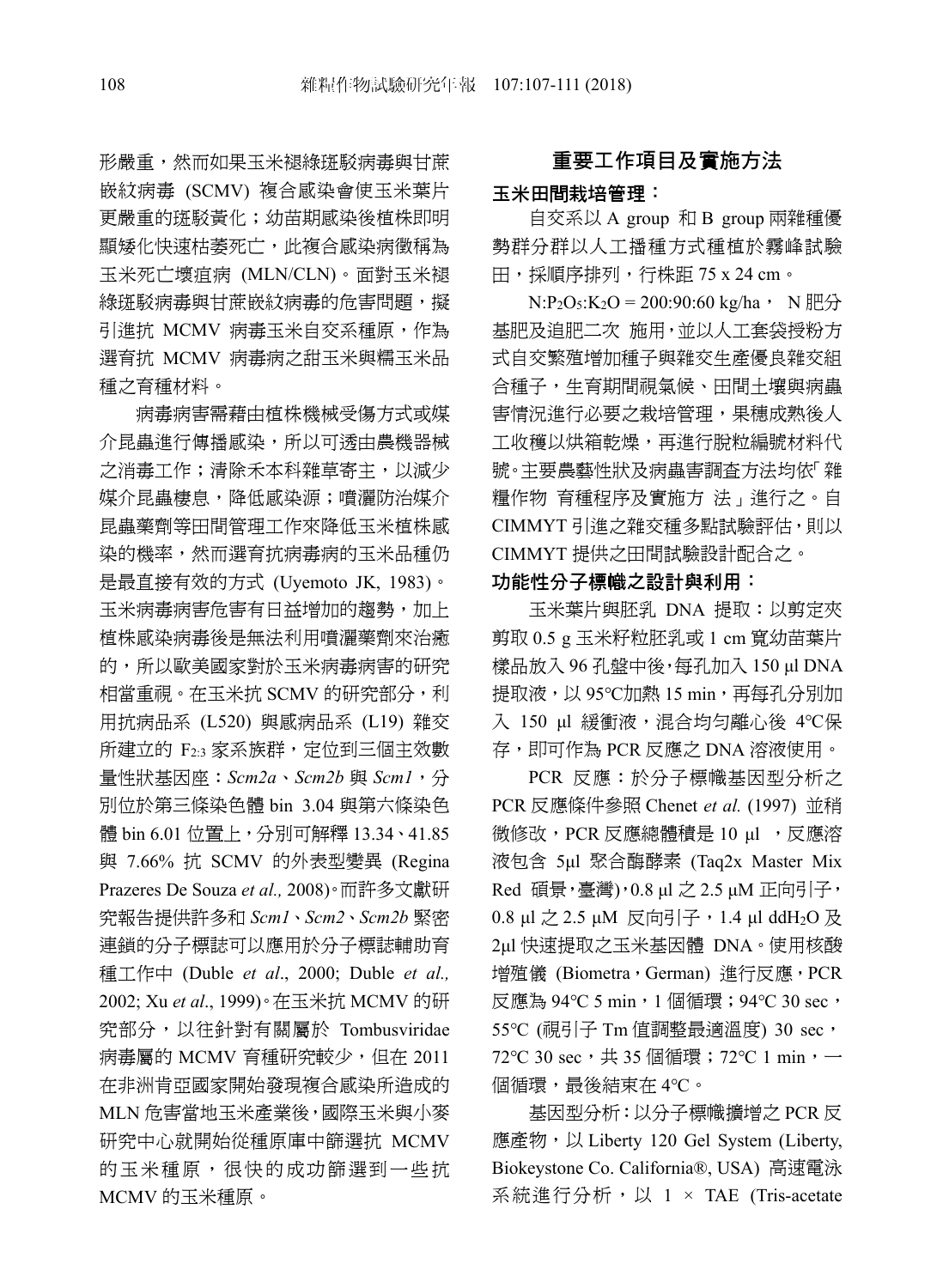形嚴重，然而如果玉米褪綠斑駁病毒與甘蔗嵌紋病毒 (SCMV) 複合感染會使玉米葉片更嚴重的斑駁黃化；幼苗期感染後植株即明顯矮化快速枯萎死亡，此複合感染病徵稱為玉米死亡壞疽病 (MLN/CLN)。面對玉米褪綠斑駁病毒與甘蔗嵌紋病毒的危害問題，擬引進抗 MCMV 病毒玉米自交系種原，作為選育抗 MCMV 病毒病之甜玉米與糯玉米品種之育種材料。

病毒病害需藉由植株機械受傷方式或媒介昆蟲進行傳播感染，所以可透由農機器械之消毒工作；清除禾本科雜草寄主，以減少媒介昆蟲棲息，降低感染源；噴灑防治媒介昆蟲藥劑等田間管理工作來降低玉米植株感染的機率，然而選育抗病毒病的玉米品種仍是最直接有效的方式 (Uyemoto JK, 1983)。玉米病毒病害危害有日益增加的趨勢，加上植株感染病毒後是無法利用噴灑藥劑來治癒的，所以歐美國家對於玉米病毒病害的研究相當重視。在玉米抗 SCMV 的研究部分，利用抗病品系 (L520) 與感病品系 (L19) 雜交所建立的 $F_{2:3}$ 家系族群，定位到三個主效數量性狀基因座：*Scm2a*、*Scm2b* 與 *Scm1*，分別位於第三條染色體 bin 3.04 與第六條染色體 bin 6.01 位置上，分別可解釋 13.34、41.85 與 7.66% 抗 SCMV 的外表型變異 (Regina Prazeres De Souza *et al.,* 2008)。而許多文獻研究報告提供許多和 *Scm1*、*Scm2*、*Scm2b* 緊密連鎖的分子標誌可以應用於分子標誌輔助育種工作中 (Duble *et al*., 2000; Duble *et al.,* 2002; Xu *et al*., 1999)。在玉米抗 MCMV 的研究部分，以往針對有關屬於 Tombusviridae 病毒屬的 MCMV 育種研究較少，但在 2011 在非洲肯亞國家開始發現複合感染所造成的 MLN 危害當地玉米產業後，國際玉米與小麥研究中心就開始從種原庫中篩選抗 MCMV 的玉米種原，很快的成功篩選到一些抗 MCMV 的玉米種原。

## 重要工作項目及實施方法

### 玉米田間栽培管理：

自交系以 A group 和 B group 兩雜種優勢群分群以人工播種方式種植於霧峰試驗田，採順序排列，行株距 75 x 24 cm。

$N:P_2O_5:K_2O$ = 200:90:60 kg/ha， N 肥分基肥及追肥二次 施用，並以人工套袋授粉方式自交繁殖增加種子與雜交生產優良雜交組合種子，生育期間視氣候、田間土壤與病蟲害情況進行必要之栽培管理，果穗成熟後人工收穫以烘箱乾燥，再進行脫粒編號材料代號。主要農藝性狀及病蟲害調查方法均依｢雜糧作物 育種程序及實施方 法」進行之。自 CIMMYT 引進之雜交種多點試驗評估，則以 CIMMYT 提供之田間試驗設計配合之。

### 功能性分子標幟之設計與利用：

玉米葉片與胚乳 DNA 提取：以剪定夾剪取 0.5 g 玉米籽粒胚乳或 1 cm 寬幼苗葉片樣品放入 96 孔盤中後，每孔加入 150 µl DNA 提取液，以 95℃加熱 15 min，再每孔分別加入 150 µl 緩衝液，混合均勻離心後 4℃保存，即可作為 PCR 反應之 DNA 溶液使用。

PCR 反應：於分子標幟基因型分析之 PCR 反應條件參照 Chenet *et al.* (1997) 並稍微修改，PCR 反應總體積是 10 µl ，反應溶液包含 5µl 聚合酶酵素 (Taq2x Master Mix Red 碩景，臺灣)，0.8 µl 之 2.5 µM 正向引子，0.8 µl 之 2.5 µM 反向引子，1.4 µl $ddH_2O$ 及 2µl 快速提取之玉米基因體 DNA。使用核酸增殖儀 (Biometra，German) 進行反應，PCR 反應為 94℃ 5 min，1 個循環；94℃ 30 sec，55℃ (視引子 Tm 值調整最適溫度) 30 sec，72℃ 30 sec，共 35 個循環；72℃ 1 min，一個循環，最後結束在 4℃。

基因型分析：以分子標幟擴增之 PCR 反應產物，以 Liberty 120 Gel System (Liberty, Biokeystone Co. California®, USA) 高速電泳系統進行分析，以 1 × TAE (Tris-acetate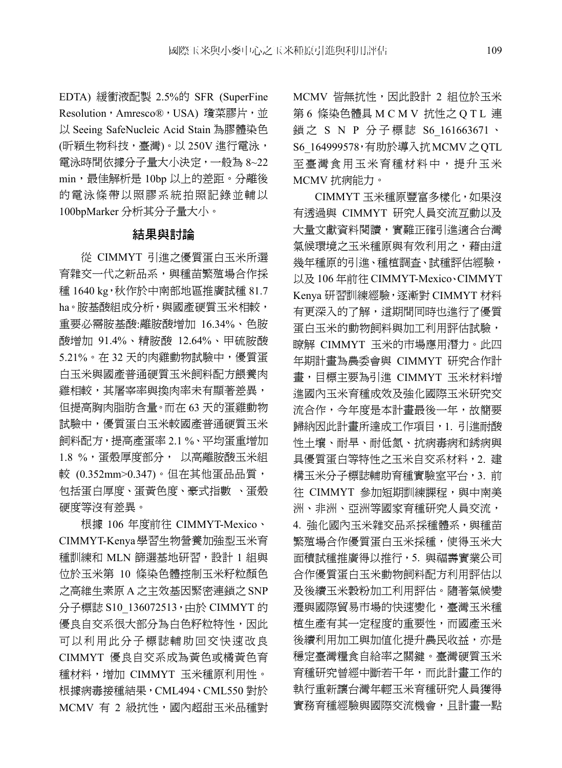EDTA) 緩衝液配製 2.5%的 SFR (SuperFine Resolution，Amresco®，USA) 瓊菜膠片，並以 Seeing SafeNucleic Acid Stain 為膠體染色(昕穎生物科技，臺灣)。以 250V 進行電泳，電泳時間依據分子量大小決定，一般為 8~22 min，最佳解析是 10bp 以上的差距。分離後的電泳條帶以照膠系統拍照記錄並輔以 100bpMarker 分析其分子量大小。

## 結果與討論

從 CIMMYT 引進之優質蛋白玉米所選育雜交一代之新品系，與種苗繁殖場合作採種 1640 kg，秋作於中南部地區推廣試種 81.7 ha。胺基酸組成分析，與國產硬質玉米相較，重要必需胺基酸:離胺酸增加 16.34%、色胺酸增加 91.4%、精胺酸 12.64%、甲硫胺酸 5.21%。在 32 天的肉雞動物試驗中，優質蛋白玉米與國產普通硬質玉米飼料配方餵養肉雞相較，其屠宰率與換肉率未有顯著差異，但提高胸肉脂肪含量。而在 63 天的蛋雞動物試驗中，優質蛋白玉米較國產普通硬質玉米飼料配方，提高產蛋率 2.1 %、平均蛋重增加 1.8 %，蛋殼厚度部分， 以高離胺酸玉米組較 (0.352mm>0.347)。但在其他蛋品品質，包括蛋白厚度、蛋黃色度、豪式指數 、蛋殼硬度等沒有差異。

根據 106 年度前往 CIMMYT-Mexico、CIMMYT-Kenya學習生物營養加強型玉米育種訓練和 MLN 篩選基地研習，設計 1 組與位於玉米第 10 條染色體控制玉米籽粒顏色之高維生素原 A 之主效基因緊密連鎖之 SNP 分子標誌 S10_136072513，由於 CIMMYT 的優良自交系很大部分為白色籽粒特性，因此可以利用此分子標誌輔助回交快速改良 CIMMYT 優良自交系成為黃色或橘黃色育種材料，增加 CIMMYT 玉米種原利用性。根據病毒接種結果，CML494、CML550 對於 MCMV 有 2 級抗性，國內超甜玉米品種對 MCMV 皆無抗性，因此設計 2 組位於玉米第 6 條染色體具 MCMV 抗性之 QTL 連鎖之 SNP 分子標誌 S6_161663671、S6_164999578，有助於導入抗MCMV 之QTL 至臺灣食用玉米育種材料中，提升玉米 MCMV 抗病能力。

CIMMYT 玉米種原豐富多樣化，如果沒有透過與 CIMMYT 研究人員交流互動以及大量文獻資料閱讀，實難正確引進適合台灣氣候環境之玉米種原與有效利用之，藉由這幾年種原的引進、種植調查、試種評估經驗，以及 106 年前往 CIMMYT-Mexico、CIMMYT Kenya 研習訓練經驗，逐漸對 CIMMYT 材料有更深入的了解，這期間同時也進行了優質蛋白玉米的動物飼料與加工利用評估試驗，瞭解 CIMMYT 玉米的市場應用潛力。此四年期計畫為農委會與 CIMMYT 研究合作計畫，目標主要為引進 CIMMYT 玉米材料增進國內玉米育種成效及強化國際玉米研究交流合作，今年度是本計畫最後一年，故簡要歸納因此計畫所達成工作項目，1. 引進耐酸性土壤、耐旱、耐低氮、抗病毒病和銹病與具優質蛋白等特性之玉米自交系材料，2. 建構玉米分子標誌輔助育種實驗室平台，3. 前往 CIMMYT 參加短期訓練課程，與中南美洲、非洲、亞洲等國家育種研究人員交流，4. 強化國內玉米雜交品系採種體系，與種苗繁殖場合作優質蛋白玉米採種，使得玉米大面積試種推廣得以推行，5. 與福壽實業公司合作優質蛋白玉米動物飼料配方利用評估以及後續玉米穀粉加工利用評估。隨著氣候變遷與國際貿易市場的快速變化，臺灣玉米種植生產有其一定程度的重要性，而國產玉米後續利用加工與加值化提升農民收益，亦是穩定臺灣糧食自給率之關鍵。臺灣硬質玉米育種研究曾經中斷若干年，而此計畫工作的執行重新讓台灣年輕玉米育種研究人員獲得實務育種經驗與國際交流機會，且計畫一點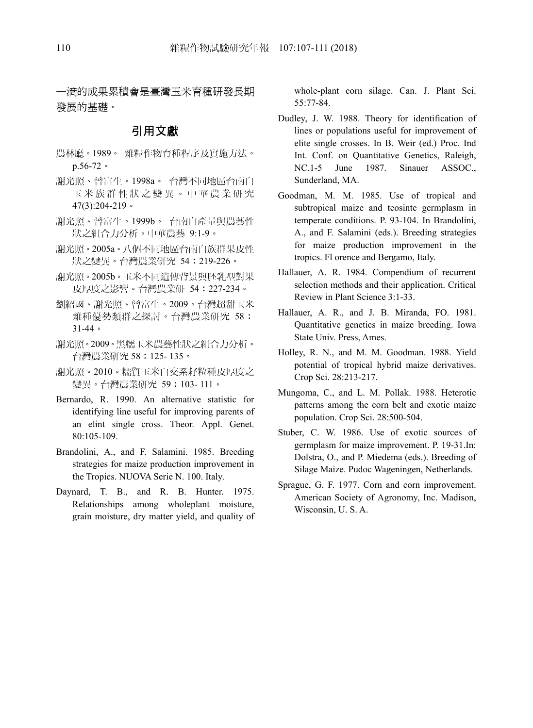一滴的成果累積會是臺灣玉米育種研發長期發展的基礎。

## 引用文獻

農林廳。1989。 雜糧作物育種程序及實施方法。p.56-72。

謝光照、曾富生。1998a。 台灣不同地區台南白玉米族群性狀之變異。中華農業研究 47(3):204-219。

謝光照、曾富生。1999b。 台南白產量與農藝性狀之組合力分析。中華農藝 9:1-9。

謝光照。2005a。八個不同地區台南白族群果皮性狀之變異。台灣農業研究 54：219-226。

謝光照。2005b。玉米不同遺傳背景與胚乳型對果皮厚度之影響。台灣農業研 54：227-234。

劉紹國、謝光照、曾富生。2009。台灣超甜玉米雜種優勢類群之探討。台灣農業研究 58：31-44。

謝光照。2009。黑糯玉米農藝性狀之組合力分析。台灣農業研究 58：125- 135。

謝光照。2010。糯質玉米自交系籽粒種皮厚度之變異。台灣農業研究 59：103- 111。

Bernardo, R. 1990. An alternative statistic for identifying line useful for improving parents of an elint single cross. Theor. Appl. Genet. 80:105-109.

Brandolini, A., and F. Salamini. 1985. Breeding strategies for maize production improvement in the Tropics. NUOVA Serie N. 100. Italy.

Daynard, T. B., and R. B. Hunter. 1975. Relationships among wholeplant moisture, grain moisture, dry matter yield, and quality of whole-plant corn silage. Can. J. Plant Sci. 55:77-84.

Dudley, J. W. 1988. Theory for identification of lines or populations useful for improvement of elite single crosses. In B. Weir (ed.) Proc. Ind Int. Conf. on Quantitative Genetics, Raleigh, NC.1-5 June 1987. Sinauer ASSOC., Sunderland, MA.

Goodman, M. M. 1985. Use of tropical and subtropical maize and teosinte germplasm in temperate conditions. P. 93-104. In Brandolini, A., and F. Salamini (eds.). Breeding strategies for maize production improvement in the tropics. Fl orence and Bergamo, Italy.

Hallauer, A. R. 1984. Compendium of recurrent selection methods and their application. Critical Review in Plant Science 3:1-33.

Hallauer, A. R., and J. B. Miranda, FO. 1981. Quantitative genetics in maize breeding. Iowa State Univ. Press, Ames.

Holley, R. N., and M. M. Goodman. 1988. Yield potential of tropical hybrid maize derivatives. Crop Sci. 28:213-217.

Mungoma, C., and L. M. Pollak. 1988. Heterotic patterns among the corn belt and exotic maize population. Crop Sci. 28:500-504.

Stuber, C. W. 1986. Use of exotic sources of germplasm for maize improvement. P. 19-31.In: Dolstra, O., and P. Miedema (eds.). Breeding of Silage Maize. Pudoc Wageningen, Netherlands.

Sprague, G. F. 1977. Corn and corn improvement. American Society of Agronomy, Inc. Madison, Wisconsin, U. S. A.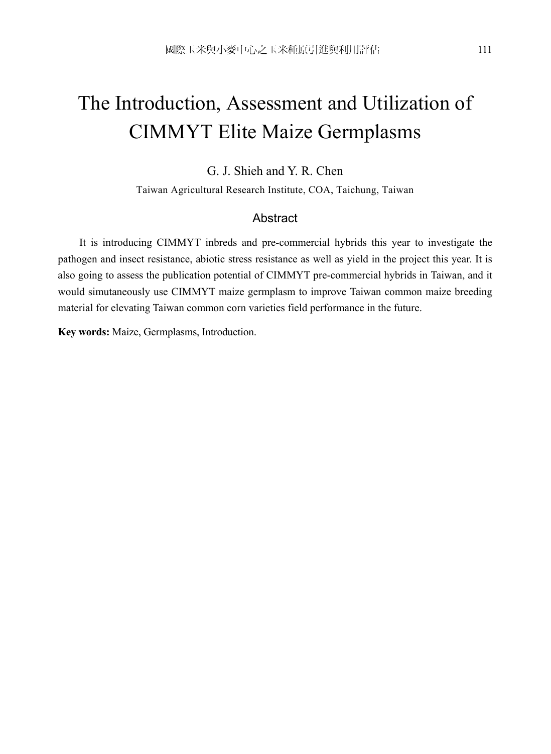# The Introduction, Assessment and Utilization of CIMMYT Elite Maize Germplasms

G. J. Shieh and Y. R. Chen

Taiwan Agricultural Research Institute, COA, Taichung, Taiwan

## Abstract

It is introducing CIMMYT inbreds and pre-commercial hybrids this year to investigate the pathogen and insect resistance, abiotic stress resistance as well as yield in the project this year. It is also going to assess the publication potential of CIMMYT pre-commercial hybrids in Taiwan, and it would simutaneously use CIMMYT maize germplasm to improve Taiwan common maize breeding material for elevating Taiwan common corn varieties field performance in the future.

**Key words:** Maize, Germplasms, Introduction.